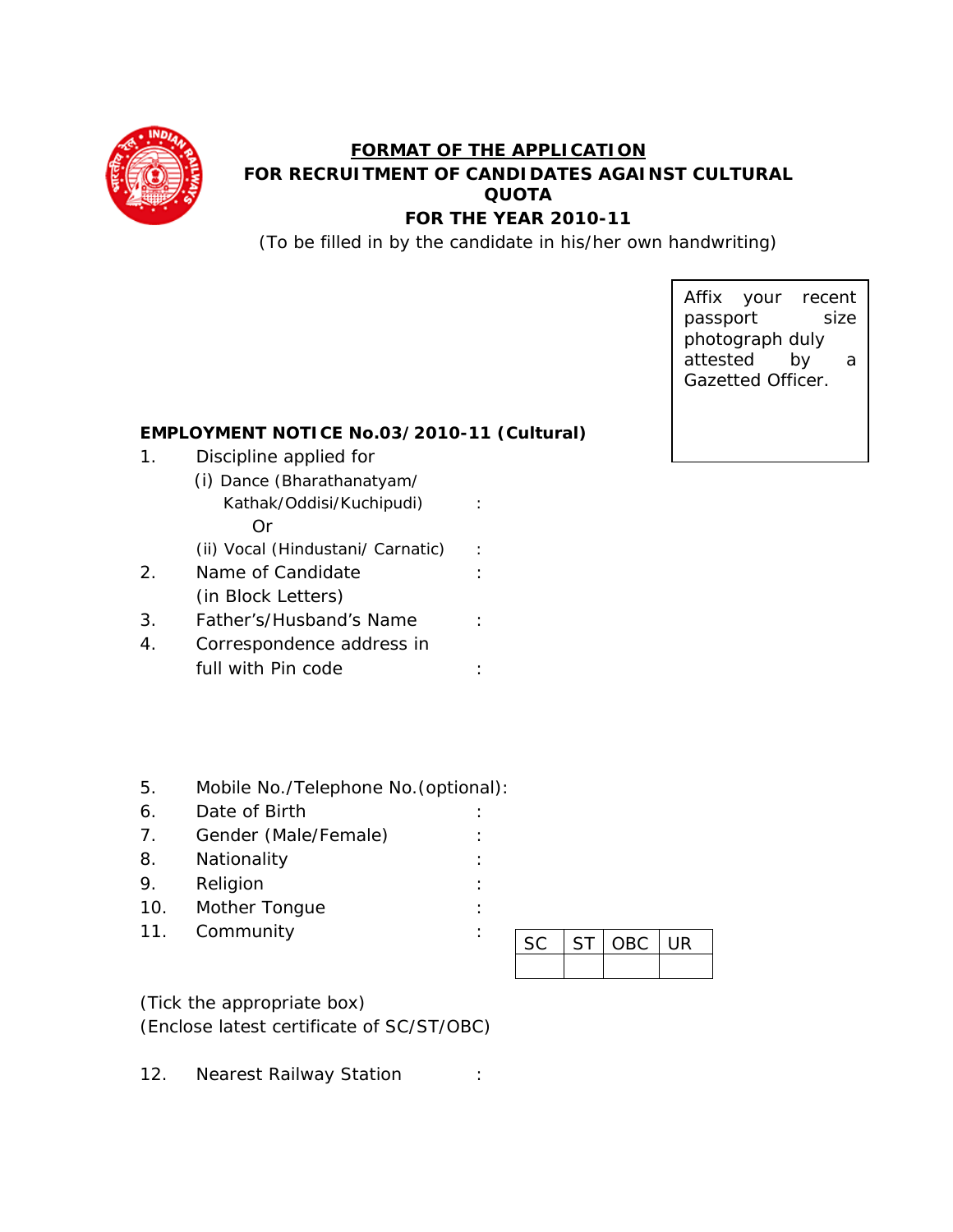# FORMAT OF THE APPLICATION

## FOR RECRUITMENT OF CANDIDATES AGAINST CULTURAL QUOTA

## FOR THE YEAR 2010-11

(To be filled in by the candidate in his/her own handwriting)

Affix your recent passport size photograph duly attested by a Gazetted Officer.

**EMPLOYMENT NOTICE No.03/2010-11 (Cultural)**

1. Discipline applied for
   (i) Dance (Bharathanatyam/ Kathak/Oddisi/Kuchipudi) :
   Or
   (ii) Vocal (Hindustani/ Carnatic) :
2. Name of Candidate (in Block Letters) :
3. Father's/Husband's Name :
4. Correspondence address in full with Pin code :

5. Mobile No./Telephone No.(optional):
6. Date of Birth :
7. Gender (Male/Female) :
8. Nationality :
9. Religion :
10. Mother Tongue :
11. Community :

| SC | ST | OBC | UR |
|---|---|---|---|
| | | | |

(Tick the appropriate box)
(Enclose latest certificate of SC/ST/OBC)

12. Nearest Railway Station :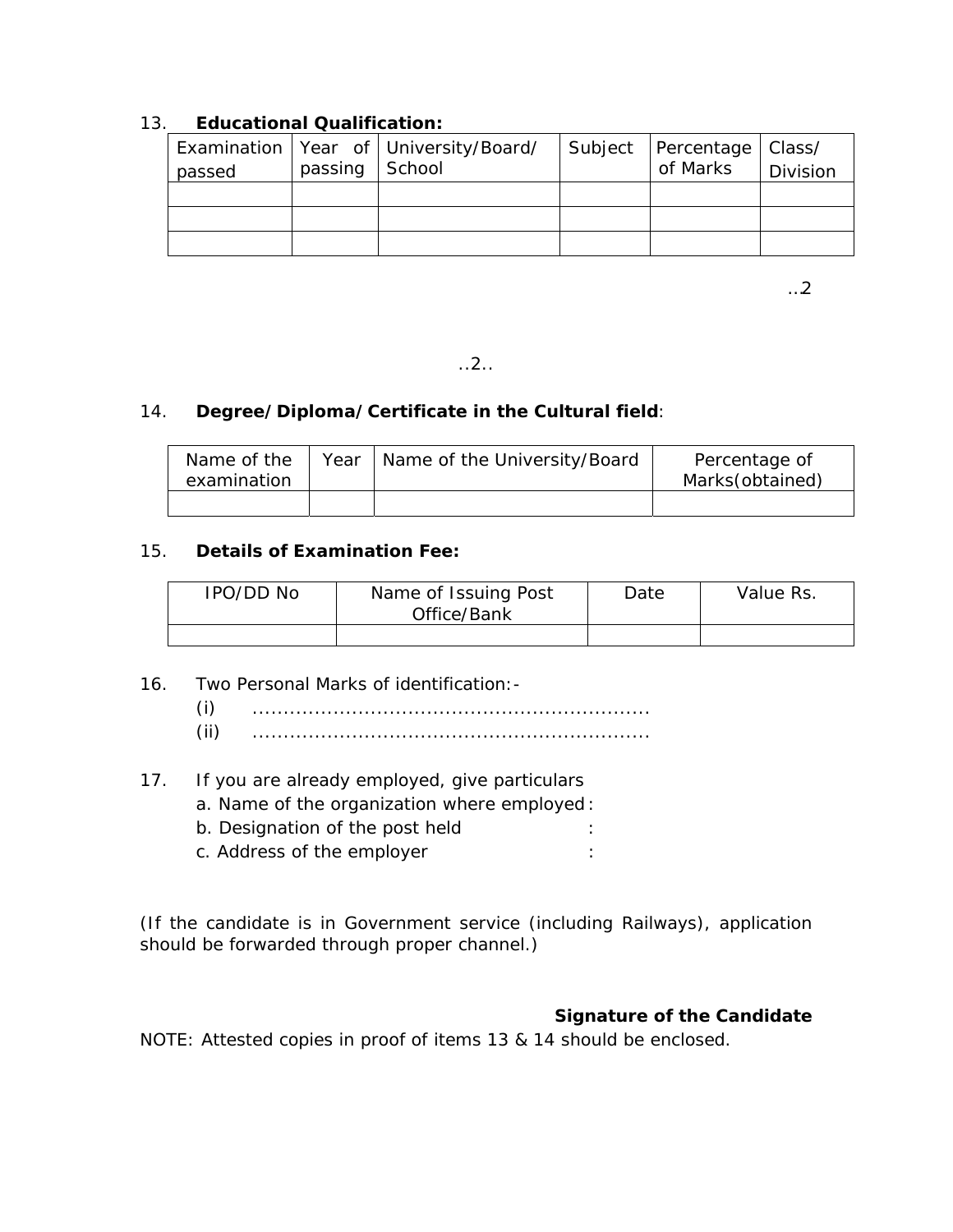13. **Educational Qualification:**

| Examination passed | Year of passing | University/Board/ School | Subject | Percentage of Marks | Class/ Division |
|---|---|---|---|---|---|
| | | | | | |
| | | | | | |
| | | | | | |

14. **Degree/Diploma/Certificate in the Cultural field**:

| Name of the examination | Year | Name of the University/Board | Percentage of Marks(obtained) |
|---|---|---|---|
| | | | |

15. **Details of Examination Fee:**

| IPO/DD No | Name of Issuing Post Office/Bank | Date | Value Rs. |
|---|---|---|---|
| | | | |

16. Two Personal Marks of identification:-
    (i) ...............................................................
    (ii) ...............................................................

17. If you are already employed, give particulars
    a. Name of the organization where employed :
    b. Designation of the post held :
    c. Address of the employer :

(If the candidate is in Government service (including Railways), application should be forwarded through proper channel.)

**Signature of the Candidate**

NOTE: Attested copies in proof of items 13 & 14 should be enclosed.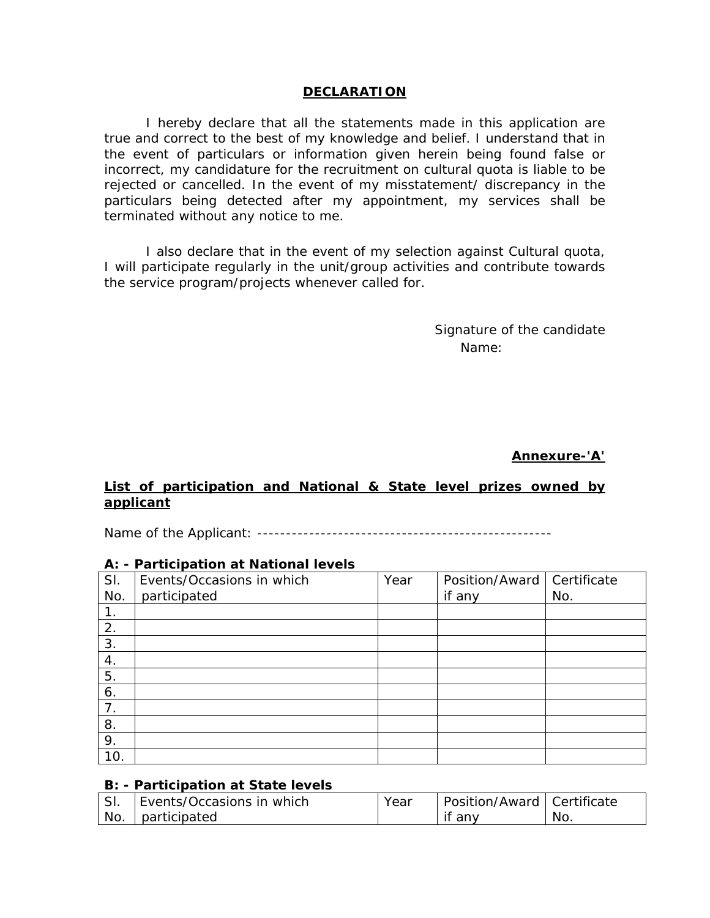## DECLARATION

I hereby declare that all the statements made in this application are true and correct to the best of my knowledge and belief. I understand that in the event of particulars or information given herein being found false or incorrect, my candidature for the recruitment on cultural quota is liable to be rejected or cancelled. In the event of my misstatement/ discrepancy in the particulars being detected after my appointment, my services shall be terminated without any notice to me.

I also declare that in the event of my selection against Cultural quota, I will participate regularly in the unit/group activities and contribute towards the service program/projects whenever called for.

Signature of the candidate
Name:

**Annexure-'A'**

**List of participation and National & State level prizes owned by applicant**

Name of the Applicant: ---------------------------------------------------

**A: - Participation at National levels**

| Sl. No. | Events/Occasions in which participated | Year | Position/Award if any | Certificate No. |
|---|---|---|---|---|
| 1. | | | | |
| 2. | | | | |
| 3. | | | | |
| 4. | | | | |
| 5. | | | | |
| 6. | | | | |
| 7. | | | | |
| 8. | | | | |
| 9. | | | | |
| 10. | | | | |

**B: - Participation at State levels**

| Sl. No. | Events/Occasions in which participated | Year | Position/Award if any | Certificate No. |
|---|---|---|---|---|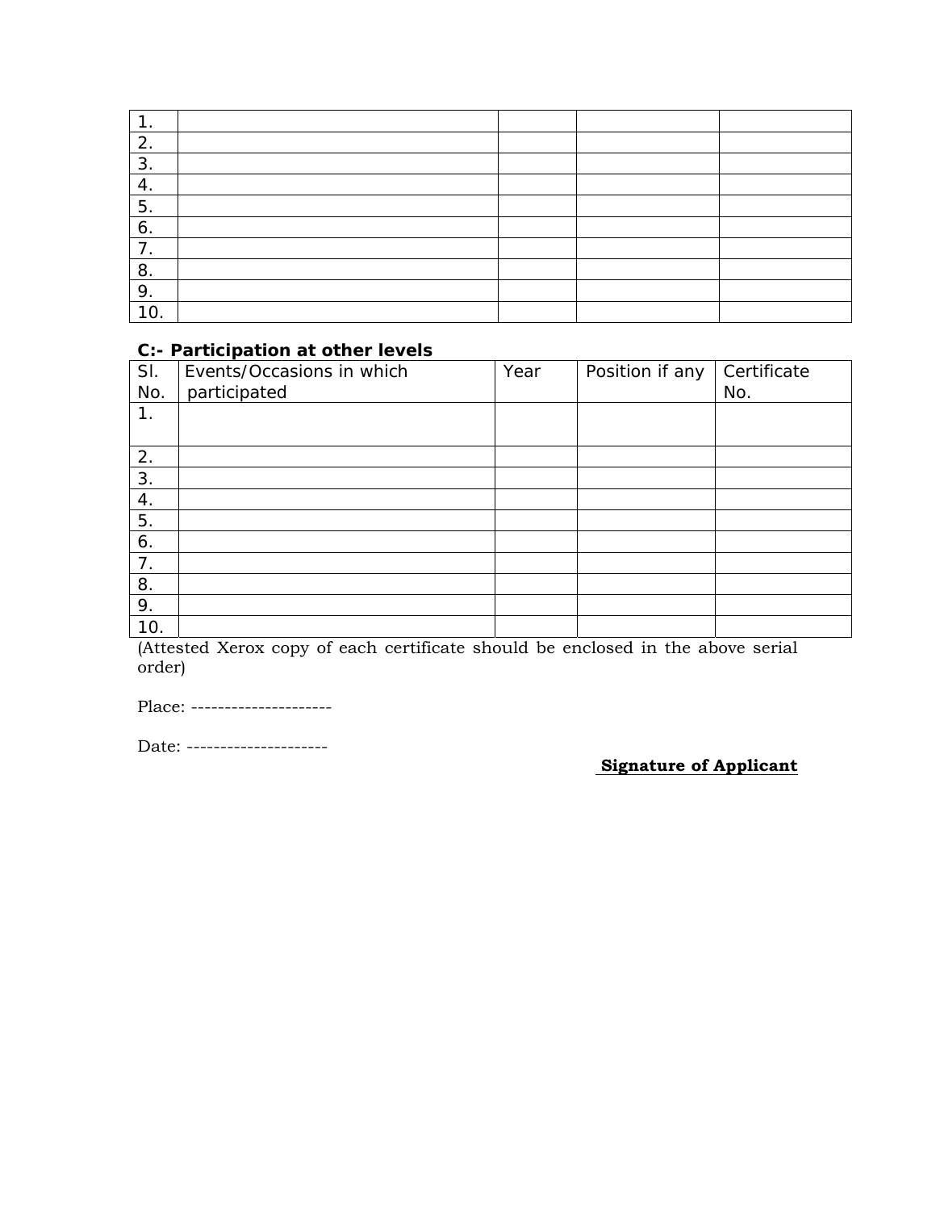| | | | | |
|---|---|---|---|---|
| 1. | | | | |
| 2. | | | | |
| 3. | | | | |
| 4. | | | | |
| 5. | | | | |
| 6. | | | | |
| 7. | | | | |
| 8. | | | | |
| 9. | | | | |
| 10. | | | | |

**C:- Participation at other levels**

| Sl. No. | Events/Occasions in which participated | Year | Position if any | Certificate No. |
|---|---|---|---|---|
| 1. | | | | |
| 2. | | | | |
| 3. | | | | |
| 4. | | | | |
| 5. | | | | |
| 6. | | | | |
| 7. | | | | |
| 8. | | | | |
| 9. | | | | |
| 10. | | | | |

(Attested Xerox copy of each certificate should be enclosed in the above serial order)

Place: ---------------------

Date: ---------------------

**Signature of Applicant**